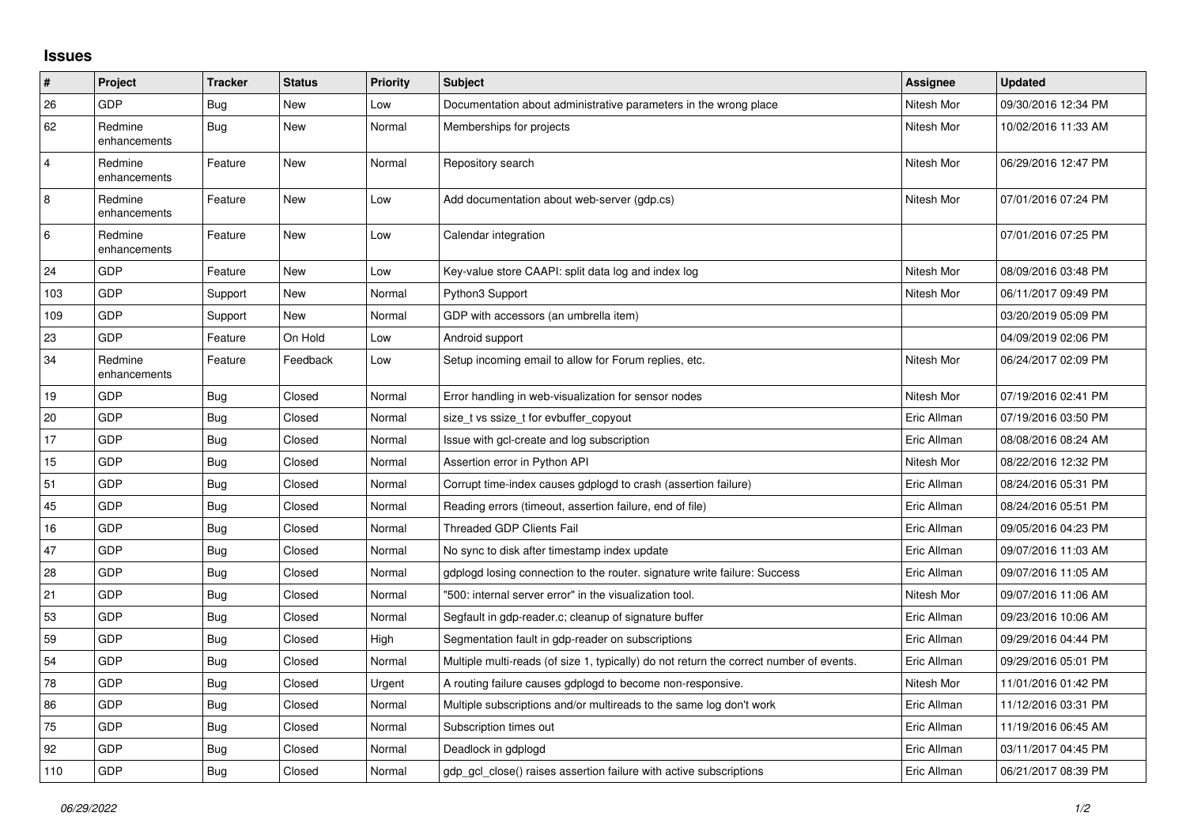# Issues

| # | Project | Tracker | Status | Priority | Subject | Assignee | Updated |
|---|---|---|---|---|---|---|---|
| 26 | GDP | Bug | New | Low | Documentation about administrative parameters in the wrong place | Nitesh Mor | 09/30/2016 12:34 PM |
| 62 | Redmine enhancements | Bug | New | Normal | Memberships for projects | Nitesh Mor | 10/02/2016 11:33 AM |
| 4 | Redmine enhancements | Feature | New | Normal | Repository search | Nitesh Mor | 06/29/2016 12:47 PM |
| 8 | Redmine enhancements | Feature | New | Low | Add documentation about web-server (gdp.cs) | Nitesh Mor | 07/01/2016 07:24 PM |
| 6 | Redmine enhancements | Feature | New | Low | Calendar integration | | 07/01/2016 07:25 PM |
| 24 | GDP | Feature | New | Low | Key-value store CAAPI: split data log and index log | Nitesh Mor | 08/09/2016 03:48 PM |
| 103 | GDP | Support | New | Normal | Python3 Support | Nitesh Mor | 06/11/2017 09:49 PM |
| 109 | GDP | Support | New | Normal | GDP with accessors (an umbrella item) | | 03/20/2019 05:09 PM |
| 23 | GDP | Feature | On Hold | Low | Android support | | 04/09/2019 02:06 PM |
| 34 | Redmine enhancements | Feature | Feedback | Low | Setup incoming email to allow for Forum replies, etc. | Nitesh Mor | 06/24/2017 02:09 PM |
| 19 | GDP | Bug | Closed | Normal | Error handling in web-visualization for sensor nodes | Nitesh Mor | 07/19/2016 02:41 PM |
| 20 | GDP | Bug | Closed | Normal | size_t vs ssize_t for evbuffer_copyout | Eric Allman | 07/19/2016 03:50 PM |
| 17 | GDP | Bug | Closed | Normal | Issue with gcl-create and log subscription | Eric Allman | 08/08/2016 08:24 AM |
| 15 | GDP | Bug | Closed | Normal | Assertion error in Python API | Nitesh Mor | 08/22/2016 12:32 PM |
| 51 | GDP | Bug | Closed | Normal | Corrupt time-index causes gdplogd to crash (assertion failure) | Eric Allman | 08/24/2016 05:31 PM |
| 45 | GDP | Bug | Closed | Normal | Reading errors (timeout, assertion failure, end of file) | Eric Allman | 08/24/2016 05:51 PM |
| 16 | GDP | Bug | Closed | Normal | Threaded GDP Clients Fail | Eric Allman | 09/05/2016 04:23 PM |
| 47 | GDP | Bug | Closed | Normal | No sync to disk after timestamp index update | Eric Allman | 09/07/2016 11:03 AM |
| 28 | GDP | Bug | Closed | Normal | gdplogd losing connection to the router. signature write failure: Success | Eric Allman | 09/07/2016 11:05 AM |
| 21 | GDP | Bug | Closed | Normal | "500: internal server error" in the visualization tool. | Nitesh Mor | 09/07/2016 11:06 AM |
| 53 | GDP | Bug | Closed | Normal | Segfault in gdp-reader.c; cleanup of signature buffer | Eric Allman | 09/23/2016 10:06 AM |
| 59 | GDP | Bug | Closed | High | Segmentation fault in gdp-reader on subscriptions | Eric Allman | 09/29/2016 04:44 PM |
| 54 | GDP | Bug | Closed | Normal | Multiple multi-reads (of size 1, typically) do not return the correct number of events. | Eric Allman | 09/29/2016 05:01 PM |
| 78 | GDP | Bug | Closed | Urgent | A routing failure causes gdplogd to become non-responsive. | Nitesh Mor | 11/01/2016 01:42 PM |
| 86 | GDP | Bug | Closed | Normal | Multiple subscriptions and/or multireads to the same log don't work | Eric Allman | 11/12/2016 03:31 PM |
| 75 | GDP | Bug | Closed | Normal | Subscription times out | Eric Allman | 11/19/2016 06:45 AM |
| 92 | GDP | Bug | Closed | Normal | Deadlock in gdplogd | Eric Allman | 03/11/2017 04:45 PM |
| 110 | GDP | Bug | Closed | Normal | gdp_gcl_close() raises assertion failure with active subscriptions | Eric Allman | 06/21/2017 08:39 PM |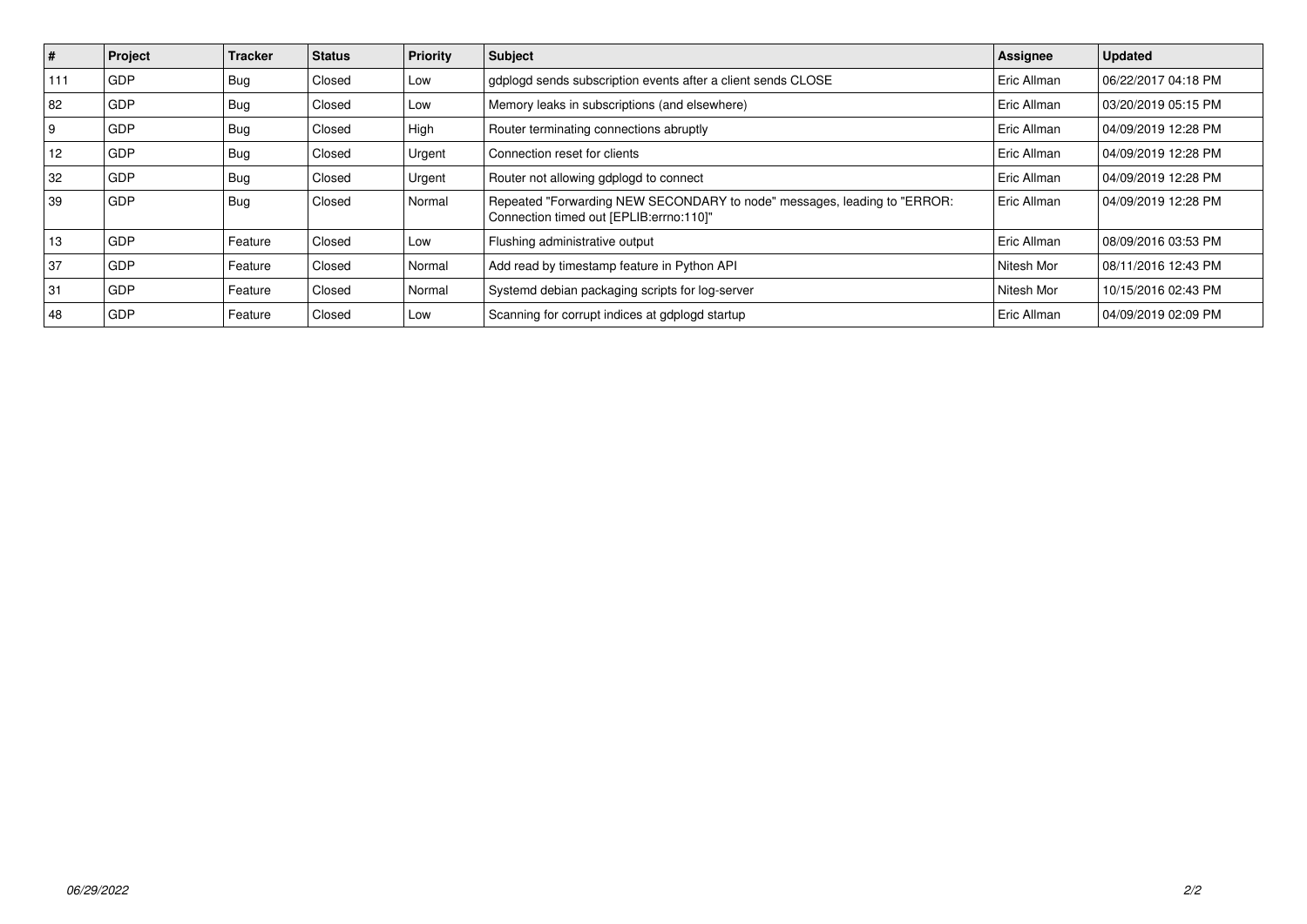| # | Project | Tracker | Status | Priority | Subject | Assignee | Updated |
|---|---|---|---|---|---|---|---|
| 111 | GDP | Bug | Closed | Low | gdplogd sends subscription events after a client sends CLOSE | Eric Allman | 06/22/2017 04:18 PM |
| 82 | GDP | Bug | Closed | Low | Memory leaks in subscriptions (and elsewhere) | Eric Allman | 03/20/2019 05:15 PM |
| 9 | GDP | Bug | Closed | High | Router terminating connections abruptly | Eric Allman | 04/09/2019 12:28 PM |
| 12 | GDP | Bug | Closed | Urgent | Connection reset for clients | Eric Allman | 04/09/2019 12:28 PM |
| 32 | GDP | Bug | Closed | Urgent | Router not allowing gdplogd to connect | Eric Allman | 04/09/2019 12:28 PM |
| 39 | GDP | Bug | Closed | Normal | Repeated "Forwarding NEW SECONDARY to node" messages, leading to "ERROR: Connection timed out [EPLIB:errno:110]" | Eric Allman | 04/09/2019 12:28 PM |
| 13 | GDP | Feature | Closed | Low | Flushing administrative output | Eric Allman | 08/09/2016 03:53 PM |
| 37 | GDP | Feature | Closed | Normal | Add read by timestamp feature in Python API | Nitesh Mor | 08/11/2016 12:43 PM |
| 31 | GDP | Feature | Closed | Normal | Systemd debian packaging scripts for log-server | Nitesh Mor | 10/15/2016 02:43 PM |
| 48 | GDP | Feature | Closed | Low | Scanning for corrupt indices at gdplogd startup | Eric Allman | 04/09/2019 02:09 PM |